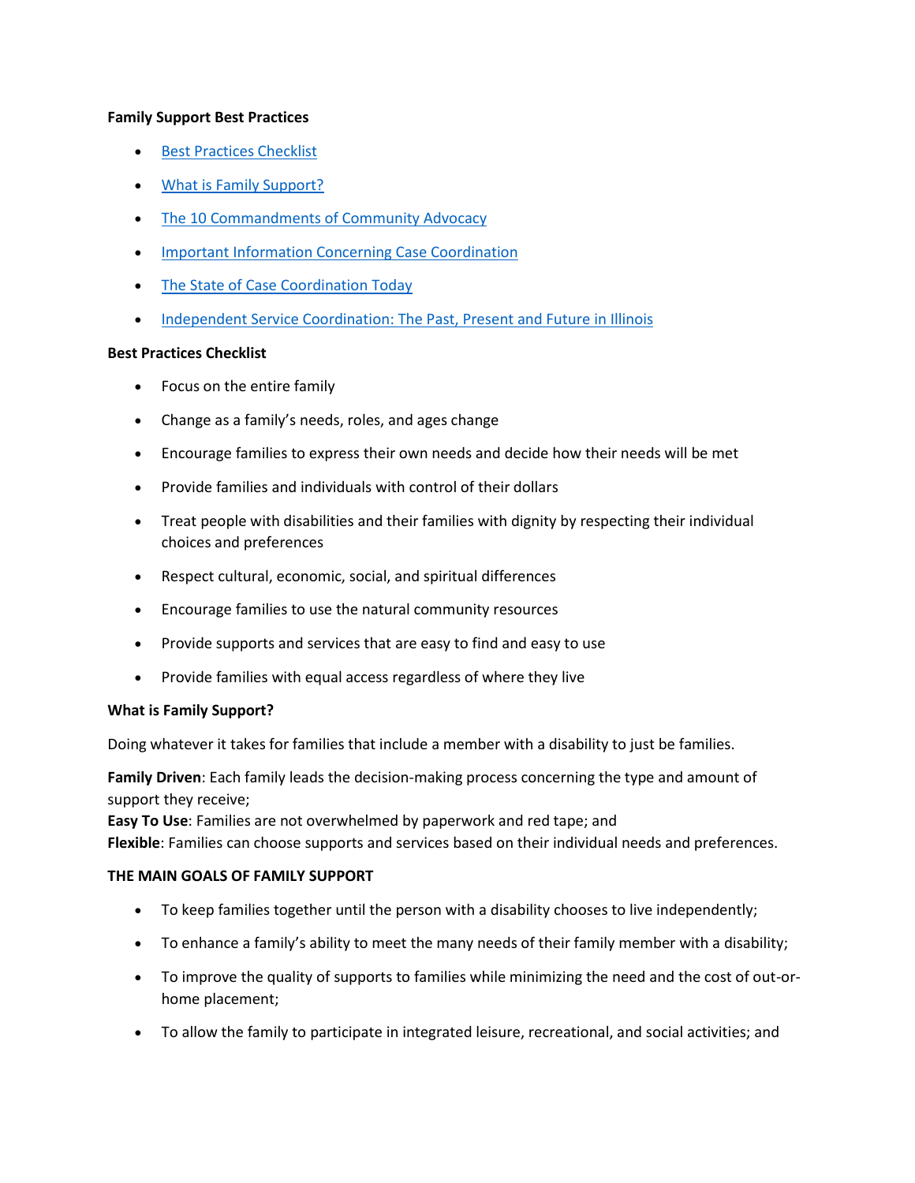**Family Support Best Practices**

- Best Practices Checklist
- What is Family Support?
- The 10 Commandments of Community Advocacy
- Important Information Concerning Case Coordination
- The State of Case Coordination Today
- Independent Service Coordination: The Past, Present and Future in Illinois

**Best Practices Checklist**

- Focus on the entire family
- Change as a family's needs, roles, and ages change
- Encourage families to express their own needs and decide how their needs will be met
- Provide families and individuals with control of their dollars
- Treat people with disabilities and their families with dignity by respecting their individual choices and preferences
- Respect cultural, economic, social, and spiritual differences
- Encourage families to use the natural community resources
- Provide supports and services that are easy to find and easy to use
- Provide families with equal access regardless of where they live

**What is Family Support?**

Doing whatever it takes for families that include a member with a disability to just be families.

**Family Driven**: Each family leads the decision-making process concerning the type and amount of support they receive;
**Easy To Use**: Families are not overwhelmed by paperwork and red tape; and
**Flexible**: Families can choose supports and services based on their individual needs and preferences.

**THE MAIN GOALS OF FAMILY SUPPORT**

- To keep families together until the person with a disability chooses to live independently;
- To enhance a family's ability to meet the many needs of their family member with a disability;
- To improve the quality of supports to families while minimizing the need and the cost of out-or-home placement;
- To allow the family to participate in integrated leisure, recreational, and social activities; and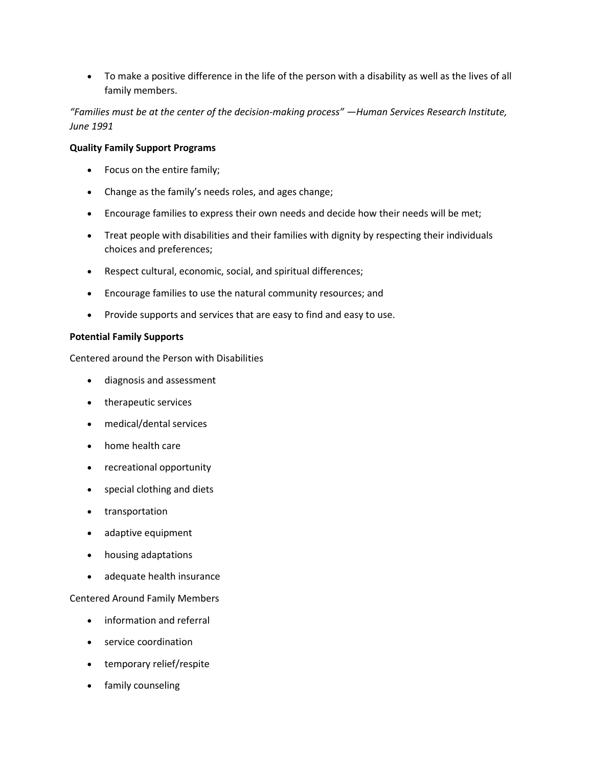- To make a positive difference in the life of the person with a disability as well as the lives of all family members.

*"Families must be at the center of the decision-making process" —Human Services Research Institute, June 1991*

**Quality Family Support Programs**

- Focus on the entire family;
- Change as the family's needs roles, and ages change;
- Encourage families to express their own needs and decide how their needs will be met;
- Treat people with disabilities and their families with dignity by respecting their individuals choices and preferences;
- Respect cultural, economic, social, and spiritual differences;
- Encourage families to use the natural community resources; and
- Provide supports and services that are easy to find and easy to use.

**Potential Family Supports**

Centered around the Person with Disabilities

- diagnosis and assessment
- therapeutic services
- medical/dental services
- home health care
- recreational opportunity
- special clothing and diets
- transportation
- adaptive equipment
- housing adaptations
- adequate health insurance

Centered Around Family Members

- information and referral
- service coordination
- temporary relief/respite
- family counseling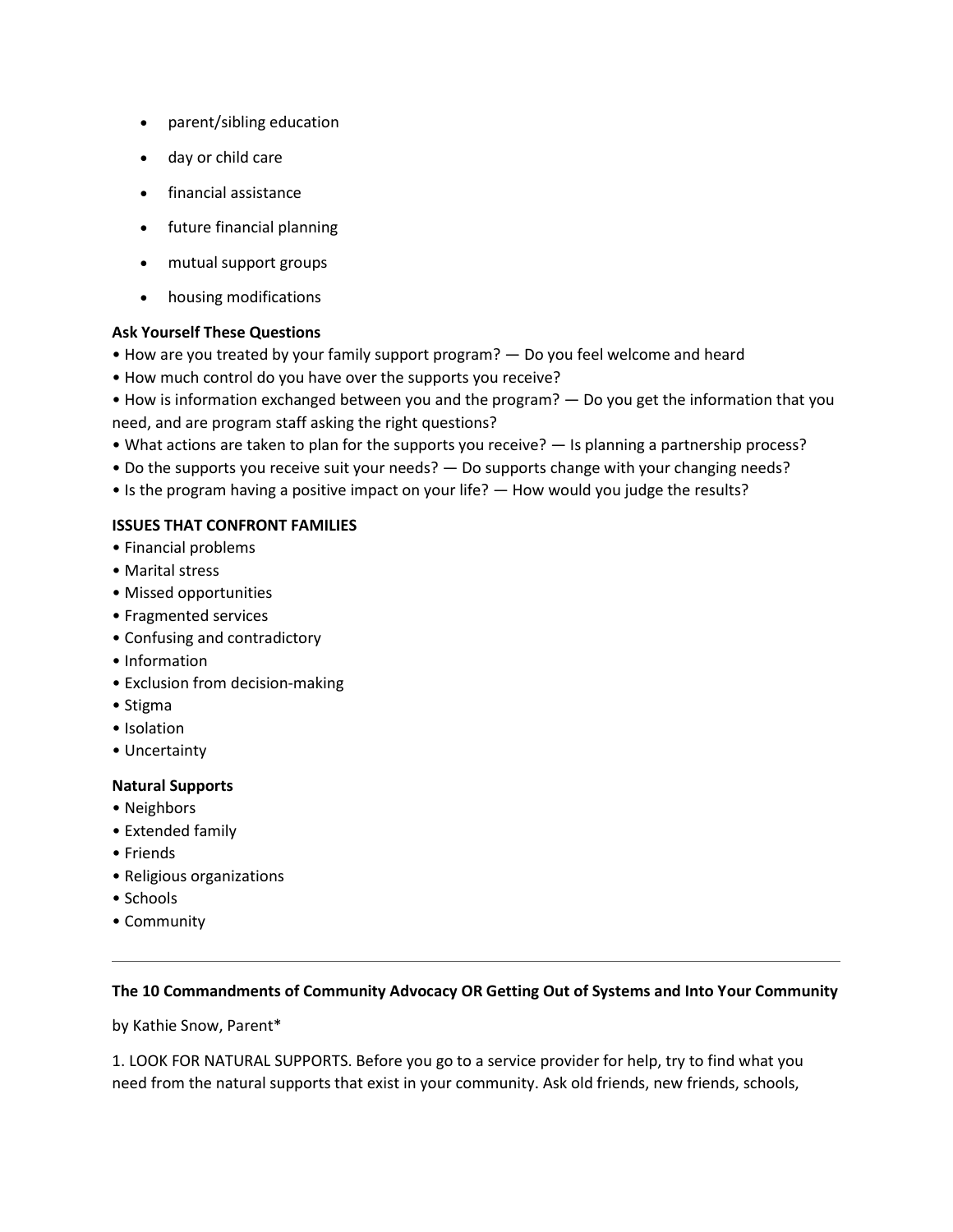- parent/sibling education
- day or child care
- financial assistance
- future financial planning
- mutual support groups
- housing modifications

**Ask Yourself These Questions**

- How are you treated by your family support program? — Do you feel welcome and heard
- How much control do you have over the supports you receive?
- How is information exchanged between you and the program? — Do you get the information that you need, and are program staff asking the right questions?
- What actions are taken to plan for the supports you receive? — Is planning a partnership process?
- Do the supports you receive suit your needs? — Do supports change with your changing needs?
- Is the program having a positive impact on your life? — How would you judge the results?

**ISSUES THAT CONFRONT FAMILIES**

- Financial problems
- Marital stress
- Missed opportunities
- Fragmented services
- Confusing and contradictory
- Information
- Exclusion from decision-making
- Stigma
- Isolation
- Uncertainty

**Natural Supports**

- Neighbors
- Extended family
- Friends
- Religious organizations
- Schools
- Community

---

**The 10 Commandments of Community Advocacy OR Getting Out of Systems and Into Your Community**

by Kathie Snow, Parent*

1. LOOK FOR NATURAL SUPPORTS. Before you go to a service provider for help, try to find what you need from the natural supports that exist in your community. Ask old friends, new friends, schools,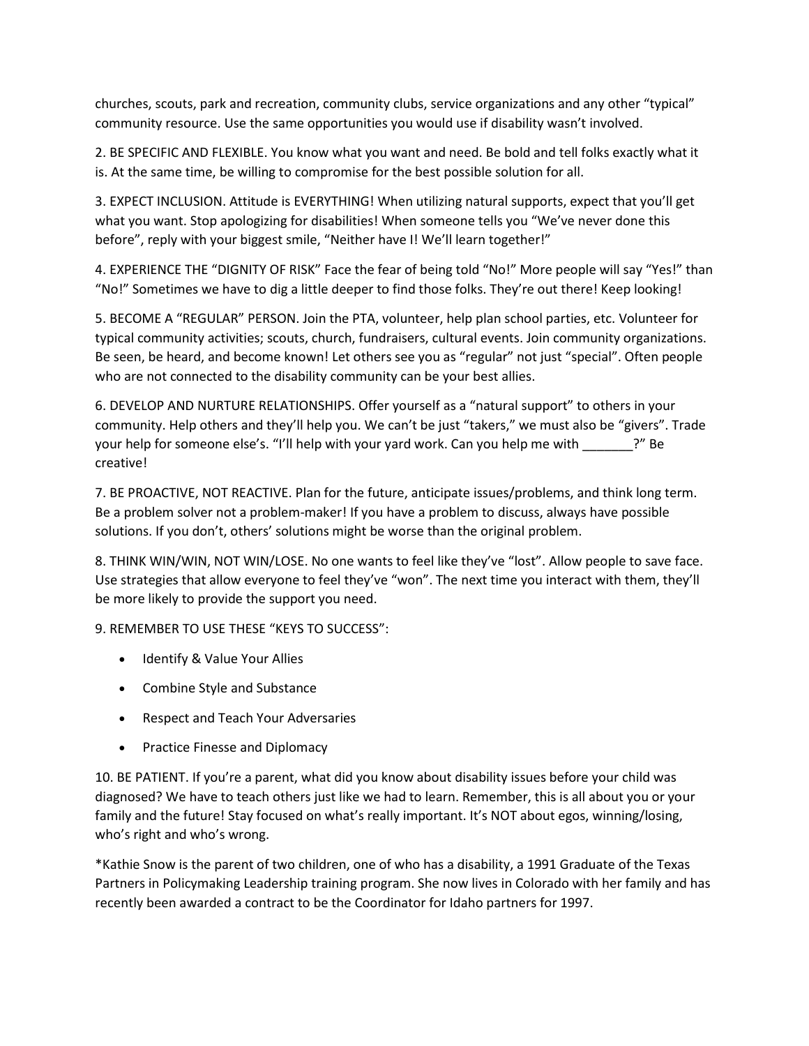churches, scouts, park and recreation, community clubs, service organizations and any other "typical" community resource. Use the same opportunities you would use if disability wasn't involved.

2. BE SPECIFIC AND FLEXIBLE. You know what you want and need. Be bold and tell folks exactly what it is. At the same time, be willing to compromise for the best possible solution for all.

3. EXPECT INCLUSION. Attitude is EVERYTHING! When utilizing natural supports, expect that you'll get what you want. Stop apologizing for disabilities! When someone tells you "We've never done this before", reply with your biggest smile, "Neither have I! We'll learn together!"

4. EXPERIENCE THE "DIGNITY OF RISK" Face the fear of being told "No!" More people will say "Yes!" than "No!" Sometimes we have to dig a little deeper to find those folks. They're out there! Keep looking!

5. BECOME A "REGULAR" PERSON. Join the PTA, volunteer, help plan school parties, etc. Volunteer for typical community activities; scouts, church, fundraisers, cultural events. Join community organizations. Be seen, be heard, and become known! Let others see you as "regular" not just "special". Often people who are not connected to the disability community can be your best allies.

6. DEVELOP AND NURTURE RELATIONSHIPS. Offer yourself as a "natural support" to others in your community. Help others and they'll help you. We can't be just "takers," we must also be "givers". Trade your help for someone else's. "I'll help with your yard work. Can you help me with _______?" Be creative!

7. BE PROACTIVE, NOT REACTIVE. Plan for the future, anticipate issues/problems, and think long term. Be a problem solver not a problem-maker! If you have a problem to discuss, always have possible solutions. If you don't, others' solutions might be worse than the original problem.

8. THINK WIN/WIN, NOT WIN/LOSE. No one wants to feel like they've "lost". Allow people to save face. Use strategies that allow everyone to feel they've "won". The next time you interact with them, they'll be more likely to provide the support you need.

9. REMEMBER TO USE THESE "KEYS TO SUCCESS":

- Identify & Value Your Allies
- Combine Style and Substance
- Respect and Teach Your Adversaries
- Practice Finesse and Diplomacy

10. BE PATIENT. If you're a parent, what did you know about disability issues before your child was diagnosed? We have to teach others just like we had to learn. Remember, this is all about you or your family and the future! Stay focused on what's really important. It's NOT about egos, winning/losing, who's right and who's wrong.

*Kathie Snow is the parent of two children, one of who has a disability, a 1991 Graduate of the Texas Partners in Policymaking Leadership training program. She now lives in Colorado with her family and has recently been awarded a contract to be the Coordinator for Idaho partners for 1997.